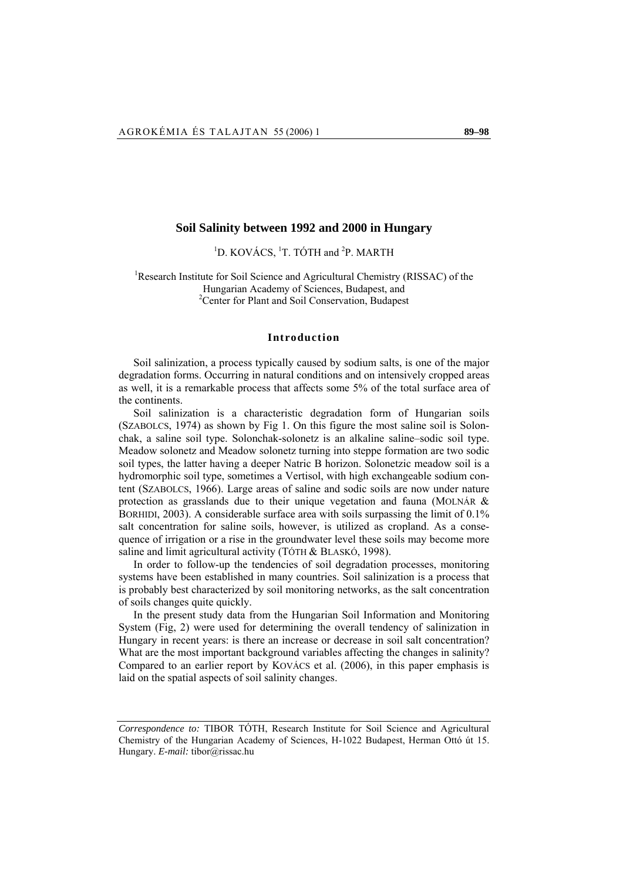# Soil Salinity between 1992 and 2000 in Hungary

[1]D. KOVÁCS, [1]T. TÓTH and [2]P. MARTH

[1]Research Institute for Soil Science and Agricultural Chemistry (RISSAC) of the Hungarian Academy of Sciences, Budapest, and
[2]Center for Plant and Soil Conservation, Budapest

## Introduction

Soil salinization, a process typically caused by sodium salts, is one of the major degradation forms. Occurring in natural conditions and on intensively cropped areas as well, it is a remarkable process that affects some 5% of the total surface area of the continents.

Soil salinization is a characteristic degradation form of Hungarian soils (SZABOLCS, 1974) as shown by Fig 1. On this figure the most saline soil is Solonchak, a saline soil type. Solonchak-solonetz is an alkaline saline–sodic soil type. Meadow solonetz and Meadow solonetz turning into steppe formation are two sodic soil types, the latter having a deeper Natric B horizon. Solonetzic meadow soil is a hydromorphic soil type, sometimes a Vertisol, with high exchangeable sodium content (SZABOLCS, 1966). Large areas of saline and sodic soils are now under nature protection as grasslands due to their unique vegetation and fauna (MOLNÁR & BORHIDI, 2003). A considerable surface area with soils surpassing the limit of 0.1% salt concentration for saline soils, however, is utilized as cropland. As a consequence of irrigation or a rise in the groundwater level these soils may become more saline and limit agricultural activity (TÓTH & BLASKÓ, 1998).

In order to follow-up the tendencies of soil degradation processes, monitoring systems have been established in many countries. Soil salinization is a process that is probably best characterized by soil monitoring networks, as the salt concentration of soils changes quite quickly.

In the present study data from the Hungarian Soil Information and Monitoring System (Fig, 2) were used for determining the overall tendency of salinization in Hungary in recent years: is there an increase or decrease in soil salt concentration? What are the most important background variables affecting the changes in salinity? Compared to an earlier report by KOVÁCS et al. (2006), in this paper emphasis is laid on the spatial aspects of soil salinity changes.

---

*Correspondence to:* TIBOR TÓTH, Research Institute for Soil Science and Agricultural Chemistry of the Hungarian Academy of Sciences, H-1022 Budapest, Herman Ottó út 15. Hungary. *E-mail:* tibor@rissac.hu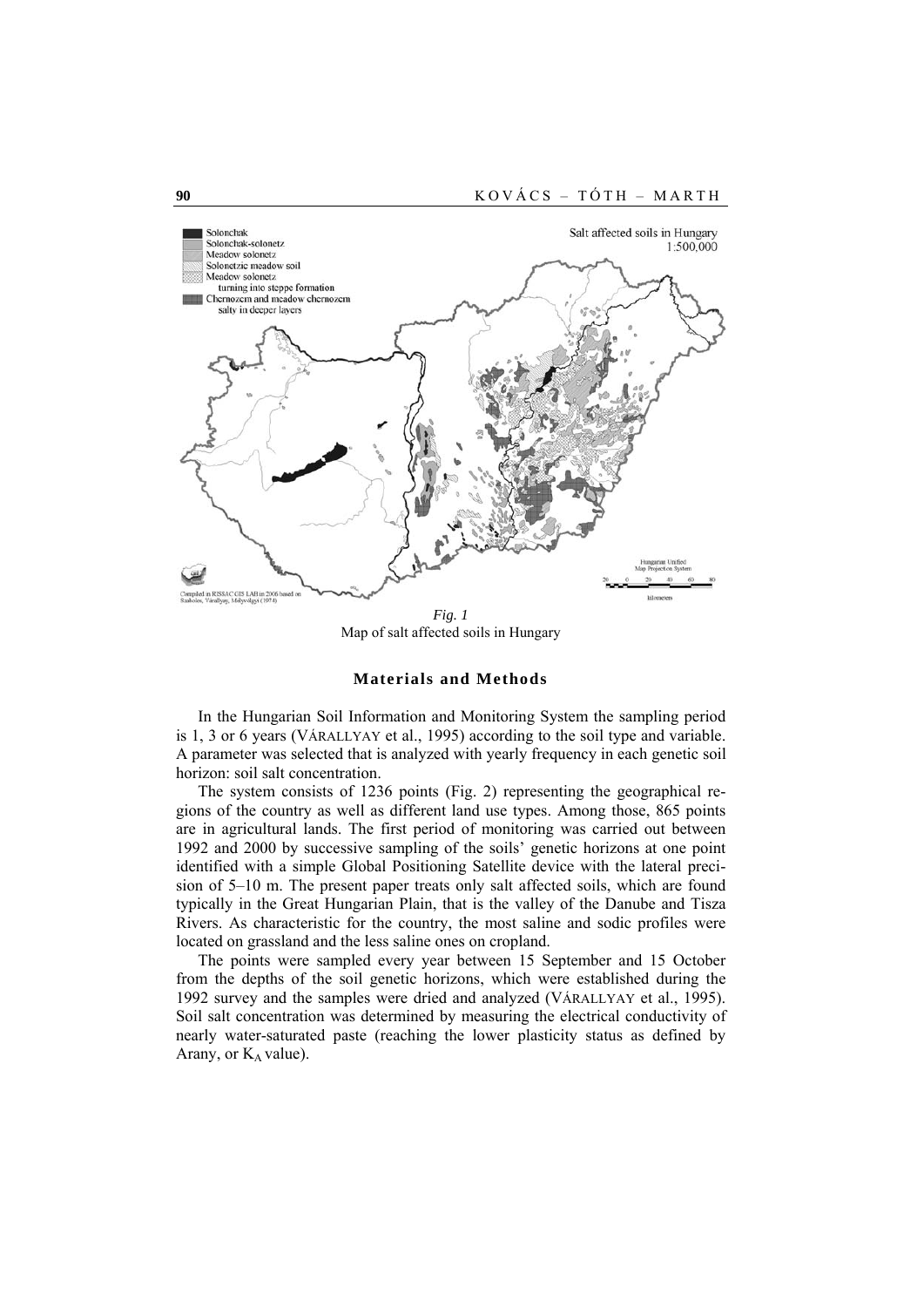*Fig. 1*
Map of salt affected soils in Hungary

## Materials and Methods

In the Hungarian Soil Information and Monitoring System the sampling period is 1, 3 or 6 years (VÁRALLYAY et al., 1995) according to the soil type and variable. A parameter was selected that is analyzed with yearly frequency in each genetic soil horizon: soil salt concentration.

The system consists of 1236 points (Fig. 2) representing the geographical regions of the country as well as different land use types. Among those, 865 points are in agricultural lands. The first period of monitoring was carried out between 1992 and 2000 by successive sampling of the soils' genetic horizons at one point identified with a simple Global Positioning Satellite device with the lateral precision of 5–10 m. The present paper treats only salt affected soils, which are found typically in the Great Hungarian Plain, that is the valley of the Danube and Tisza Rivers. As characteristic for the country, the most saline and sodic profiles were located on grassland and the less saline ones on cropland.

The points were sampled every year between 15 September and 15 October from the depths of the soil genetic horizons, which were established during the 1992 survey and the samples were dried and analyzed (VÁRALLYAY et al., 1995). Soil salt concentration was determined by measuring the electrical conductivity of nearly water-saturated paste (reaching the lower plasticity status as defined by Arany, or $K_A$ value).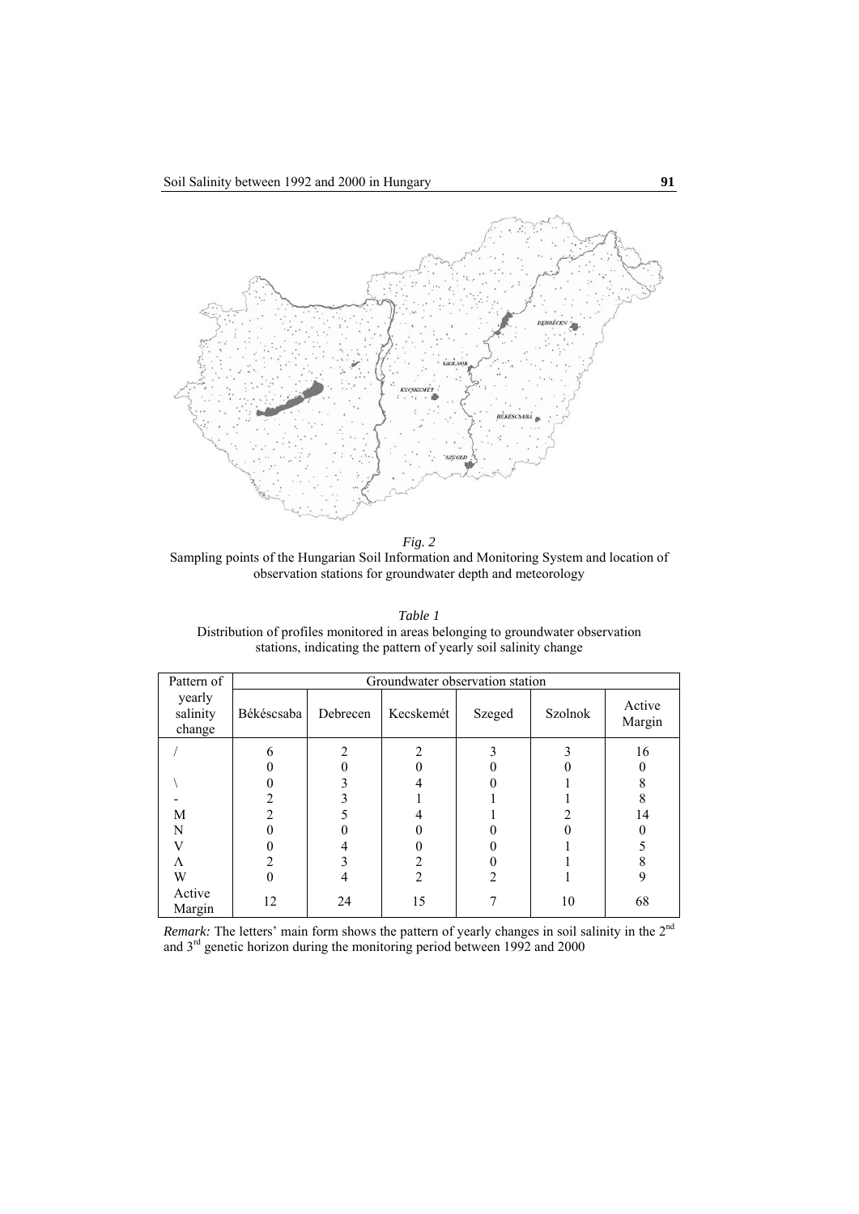*Fig. 2*
Sampling points of the Hungarian Soil Information and Monitoring System and location of observation stations for groundwater depth and meteorology

*Table 1*
Distribution of profiles monitored in areas belonging to groundwater observation stations, indicating the pattern of yearly soil salinity change

| Pattern of yearly salinity change | Groundwater observation station | | | | | |
|---|---|---|---|---|---|---|
| | Békéscsaba | Debrecen | Kecskemét | Szeged | Szolnok | Active Margin |
| / | 6 | 2 | 2 | 3 | 3 | 16 |
| | 0 | 0 | 0 | 0 | 0 | 0 |
| \ | 0 | 3 | 4 | 0 | 1 | 8 |
| - | 2 | 3 | 1 | 1 | 1 | 8 |
| M | 2 | 5 | 4 | 1 | 2 | 14 |
| N | 0 | 0 | 0 | 0 | 0 | 0 |
| V | 0 | 4 | 0 | 0 | 1 | 5 |
| Λ | 2 | 3 | 2 | 0 | 1 | 8 |
| W | 0 | 4 | 2 | 2 | 1 | 9 |
| Active Margin | 12 | 24 | 15 | 7 | 10 | 68 |

*Remark:* The letters' main form shows the pattern of yearly changes in soil salinity in the 2nd and 3rd genetic horizon during the monitoring period between 1992 and 2000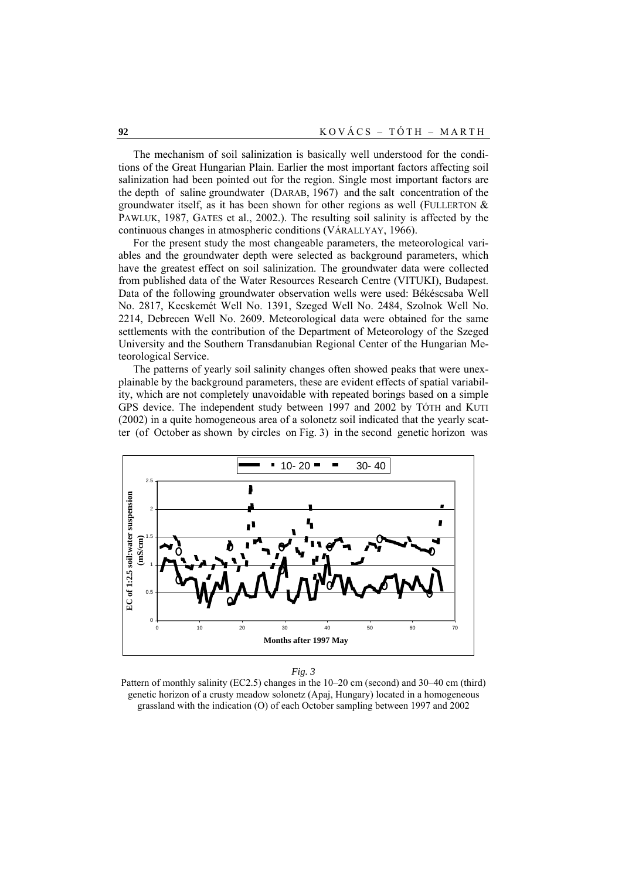The mechanism of soil salinization is basically well understood for the conditions of the Great Hungarian Plain. Earlier the most important factors affecting soil salinization had been pointed out for the region. Single most important factors are the depth of saline groundwater (DARAB, 1967) and the salt concentration of the groundwater itself, as it has been shown for other regions as well (FULLERTON & PAWLUK, 1987, GATES et al., 2002.). The resulting soil salinity is affected by the continuous changes in atmospheric conditions (VÁRALLYAY, 1966).

For the present study the most changeable parameters, the meteorological variables and the groundwater depth were selected as background parameters, which have the greatest effect on soil salinization. The groundwater data were collected from published data of the Water Resources Research Centre (VITUKI), Budapest. Data of the following groundwater observation wells were used: Békéscsaba Well No. 2817, Kecskemét Well No. 1391, Szeged Well No. 2484, Szolnok Well No. 2214, Debrecen Well No. 2609. Meteorological data were obtained for the same settlements with the contribution of the Department of Meteorology of the Szeged University and the Southern Transdanubian Regional Center of the Hungarian Meteorological Service.

The patterns of yearly soil salinity changes often showed peaks that were unexplainable by the background parameters, these are evident effects of spatial variability, which are not completely unavoidable with repeated borings based on a simple GPS device. The independent study between 1997 and 2002 by TÓTH and KUTI (2002) in a quite homogeneous area of a solonetz soil indicated that the yearly scatter (of October as shown by circles on Fig. 3) in the second genetic horizon was

*Fig. 3*

Pattern of monthly salinity (EC2.5) changes in the 10–20 cm (second) and 30–40 cm (third) genetic horizon of a crusty meadow solonetz (Apaj, Hungary) located in a homogeneous grassland with the indication (O) of each October sampling between 1997 and 2002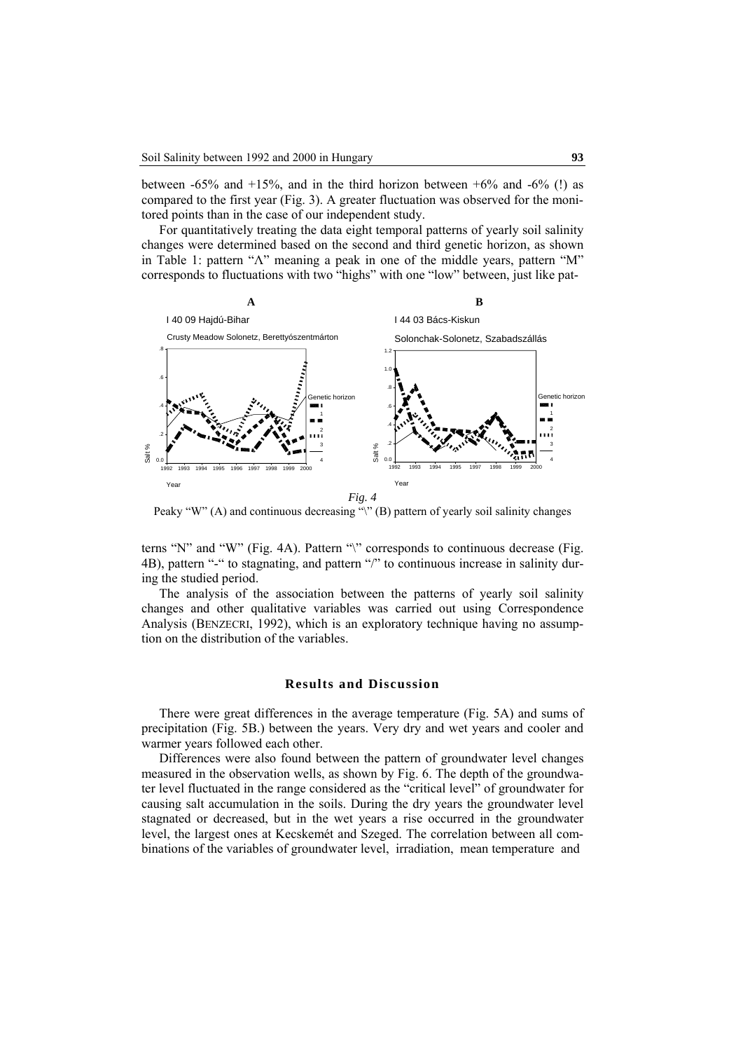between -65% and +15%, and in the third horizon between +6% and -6% (!) as compared to the first year (Fig. 3). A greater fluctuation was observed for the monitored points than in the case of our independent study.

For quantitatively treating the data eight temporal patterns of yearly soil salinity changes were determined based on the second and third genetic horizon, as shown in Table 1: pattern "Λ" meaning a peak in one of the middle years, pattern "M" corresponds to fluctuations with two "highs" with one "low" between, just like patterns "N" and "W" (Fig. 4A). Pattern "\" corresponds to continuous decrease (Fig. 4B), pattern "-" to stagnating, and pattern "/" to continuous increase in salinity during the studied period.

*Fig. 4*

Peaky "W" (A) and continuous decreasing "\" (B) pattern of yearly soil salinity changes

The analysis of the association between the patterns of yearly soil salinity changes and other qualitative variables was carried out using Correspondence Analysis (BENZECRI, 1992), which is an exploratory technique having no assumption on the distribution of the variables.

## Results and Discussion

There were great differences in the average temperature (Fig. 5A) and sums of precipitation (Fig. 5B.) between the years. Very dry and wet years and cooler and warmer years followed each other.

Differences were also found between the pattern of groundwater level changes measured in the observation wells, as shown by Fig. 6. The depth of the groundwater level fluctuated in the range considered as the "critical level" of groundwater for causing salt accumulation in the soils. During the dry years the groundwater level stagnated or decreased, but in the wet years a rise occurred in the groundwater level, the largest ones at Kecskemét and Szeged. The correlation between all combinations of the variables of groundwater level, irradiation, mean temperature and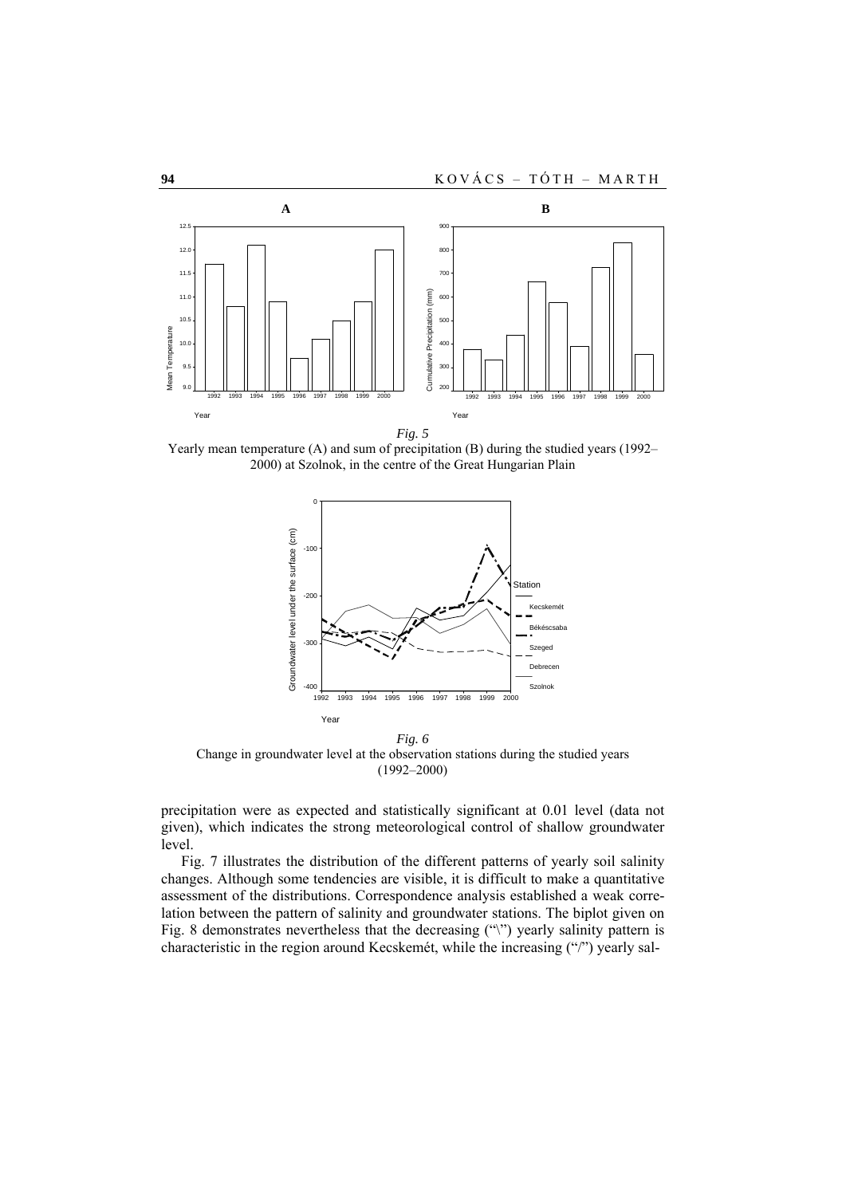*Fig. 5*
Yearly mean temperature (A) and sum of precipitation (B) during the studied years (1992–2000) at Szolnok, in the centre of the Great Hungarian Plain

*Fig. 6*
Change in groundwater level at the observation stations during the studied years (1992–2000)

precipitation were as expected and statistically significant at 0.01 level (data not given), which indicates the strong meteorological control of shallow groundwater level.

Fig. 7 illustrates the distribution of the different patterns of yearly soil salinity changes. Although some tendencies are visible, it is difficult to make a quantitative assessment of the distributions. Correspondence analysis established a weak correlation between the pattern of salinity and groundwater stations. The biplot given on Fig. 8 demonstrates nevertheless that the decreasing ("\") yearly salinity pattern is characteristic in the region around Kecskemét, while the increasing ("/") yearly sal-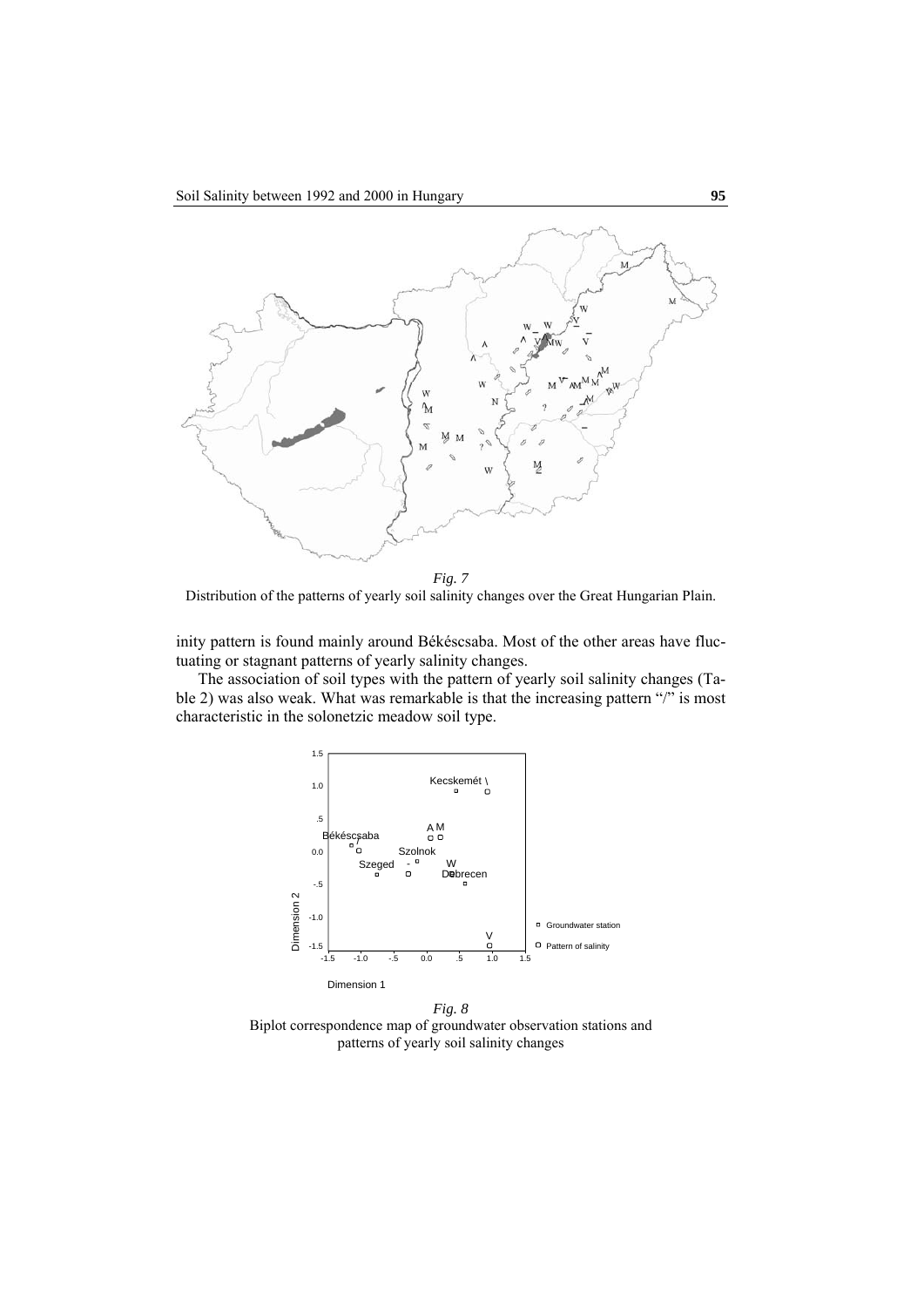*Fig. 7*

Distribution of the patterns of yearly soil salinity changes over the Great Hungarian Plain.

inity pattern is found mainly around Békéscsaba. Most of the other areas have fluctuating or stagnant patterns of yearly salinity changes.

The association of soil types with the pattern of yearly soil salinity changes (Table 2) was also weak. What was remarkable is that the increasing pattern "/" is most characteristic in the solonetzic meadow soil type.

*Fig. 8*

Biplot correspondence map of groundwater observation stations and patterns of yearly soil salinity changes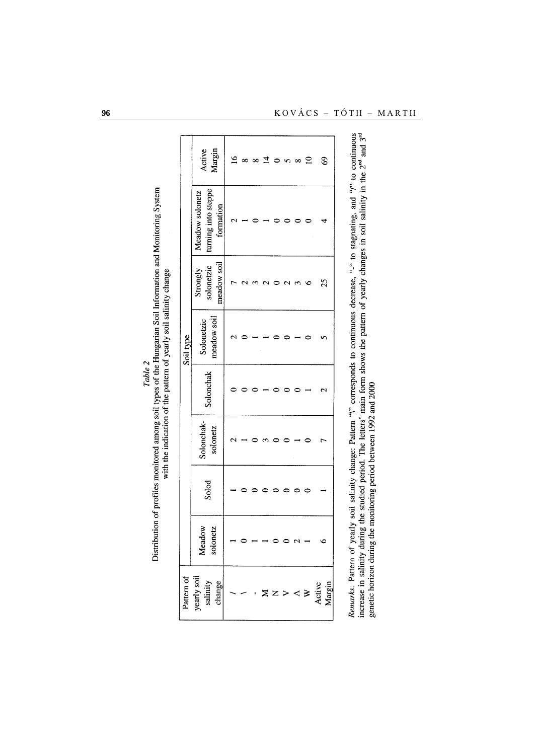*Table 2*
Distribution of profiles monitored among soil types of the Hungarian Soil Information and Monitoring System with the indication of the pattern of yearly soil salinity change

| Pattern of yearly soil salinity change | Soil type | | | | | | | Active Margin |
|---|---|---|---|---|---|---|---|---|
| | Meadow solonetz | Solod | Solonchak-solonetz | Solonchak | Solonetzic meadow soil | Strongly solonetzic meadow soil | Meadow solonetz turning into steppe formation | |
| / | 1 | 1 | 2 | 0 | 2 | 7 | 2 | 16 |
| \ | 0 | 0 | 1 | 0 | 0 | 2 | 1 | 8 |
| - | 1 | 0 | 0 | 0 | 1 | 3 | 0 | 8 |
| M | 1 | 0 | 3 | 1 | 1 | 2 | 1 | 14 |
| N | 0 | 0 | 0 | 0 | 0 | 0 | 0 | 0 |
| V | 0 | 0 | 0 | 0 | 0 | 2 | 0 | 5 |
| Λ | 2 | 0 | 1 | 0 | 1 | 3 | 0 | 8 |
| W | 1 | 0 | 0 | 1 | 0 | 6 | 0 | 10 |
| Active Margin | 6 | 1 | 7 | 2 | 5 | 25 | 4 | 69 |

*Remarks*: Pattern of yearly soil salinity change: Pattern "\" corresponds to continuous decrease, "-" to stagnating, and "/" to continuous increase in salinity during the studied period. The letters' main form shows the pattern of yearly changes in soil salinity in the 2nd and 3rd genetic horizon during the monitoring period between 1992 and 2000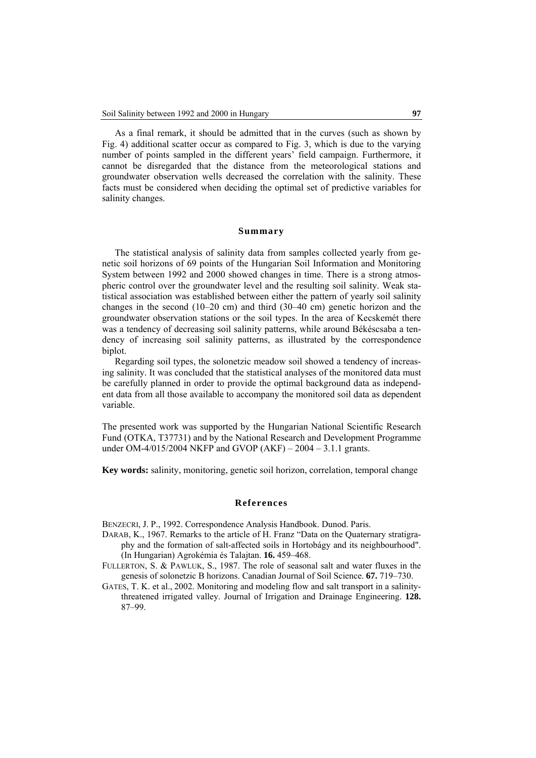As a final remark, it should be admitted that in the curves (such as shown by Fig. 4) additional scatter occur as compared to Fig. 3, which is due to the varying number of points sampled in the different years' field campaign. Furthermore, it cannot be disregarded that the distance from the meteorological stations and groundwater observation wells decreased the correlation with the salinity. These facts must be considered when deciding the optimal set of predictive variables for salinity changes.

## Summary

The statistical analysis of salinity data from samples collected yearly from genetic soil horizons of 69 points of the Hungarian Soil Information and Monitoring System between 1992 and 2000 showed changes in time. There is a strong atmospheric control over the groundwater level and the resulting soil salinity. Weak statistical association was established between either the pattern of yearly soil salinity changes in the second (10–20 cm) and third (30–40 cm) genetic horizon and the groundwater observation stations or the soil types. In the area of Kecskemét there was a tendency of decreasing soil salinity patterns, while around Békéscsaba a tendency of increasing soil salinity patterns, as illustrated by the correspondence biplot.

Regarding soil types, the solonetzic meadow soil showed a tendency of increasing salinity. It was concluded that the statistical analyses of the monitored data must be carefully planned in order to provide the optimal background data as independent data from all those available to accompany the monitored soil data as dependent variable.

The presented work was supported by the Hungarian National Scientific Research Fund (OTKA, T37731) and by the National Research and Development Programme under OM-4/015/2004 NKFP and GVOP (AKF) – 2004 – 3.1.1 grants.

**Key words:** salinity, monitoring, genetic soil horizon, correlation, temporal change

## References

BENZECRI, J. P., 1992. Correspondence Analysis Handbook. Dunod. Paris.

DARAB, K., 1967. Remarks to the article of H. Franz "Data on the Quaternary stratigraphy and the formation of salt-affected soils in Hortobágy and its neighbourhood". (In Hungarian) Agrokémia és Talajtan. **16.** 459–468.

FULLERTON, S. & PAWLUK, S., 1987. The role of seasonal salt and water fluxes in the genesis of solonetzic B horizons. Canadian Journal of Soil Science. **67.** 719–730.

GATES, T. K. et al., 2002. Monitoring and modeling flow and salt transport in a salinity-threatened irrigated valley. Journal of Irrigation and Drainage Engineering. **128.** 87–99.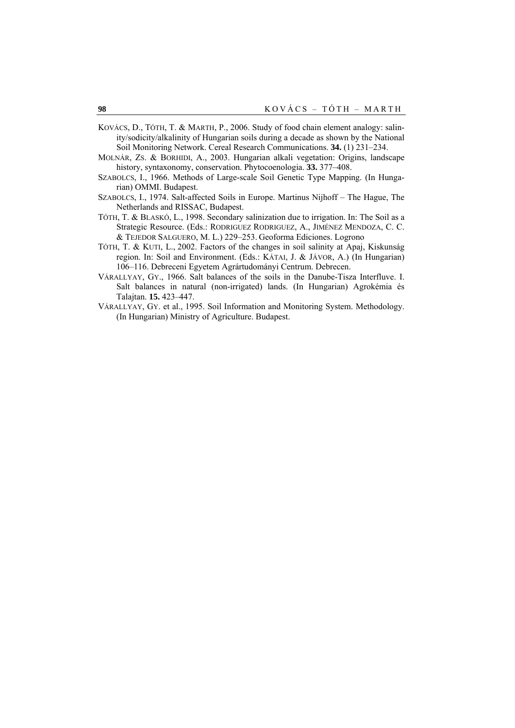KOVÁCS, D., TÓTH, T. & MARTH, P., 2006. Study of food chain element analogy: salinity/sodicity/alkalinity of Hungarian soils during a decade as shown by the National Soil Monitoring Network. Cereal Research Communications. **34.** (1) 231–234.

MOLNÁR, ZS. & BORHIDI, A., 2003. Hungarian alkali vegetation: Origins, landscape history, syntaxonomy, conservation. Phytocoenologia. **33.** 377–408.

SZABOLCS, I., 1966. Methods of Large-scale Soil Genetic Type Mapping. (In Hungarian) OMMI. Budapest.

SZABOLCS, I., 1974. Salt-affected Soils in Europe. Martinus Nijhoff – The Hague, The Netherlands and RISSAC, Budapest.

TÓTH, T. & BLASKÓ, L., 1998. Secondary salinization due to irrigation. In: The Soil as a Strategic Resource. (Eds.: RODRIGUEZ RODRIGUEZ, A., JIMÉNEZ MENDOZA, C. C. & TEJEDOR SALGUERO, M. L.) 229–253. Geoforma Ediciones. Logrono

TÓTH, T. & KUTI, L., 2002. Factors of the changes in soil salinity at Apaj, Kiskunság region. In: Soil and Environment. (Eds.: KÁTAI, J. & JÁVOR, A.) (In Hungarian) 106–116. Debreceni Egyetem Agrártudományi Centrum. Debrecen.

VÁRALLYAY, GY., 1966. Salt balances of the soils in the Danube-Tisza Interfluve. I. Salt balances in natural (non-irrigated) lands. (In Hungarian) Agrokémia és Talajtan. **15.** 423–447.

VÁRALLYAY, GY. et al., 1995. Soil Information and Monitoring System. Methodology. (In Hungarian) Ministry of Agriculture. Budapest.